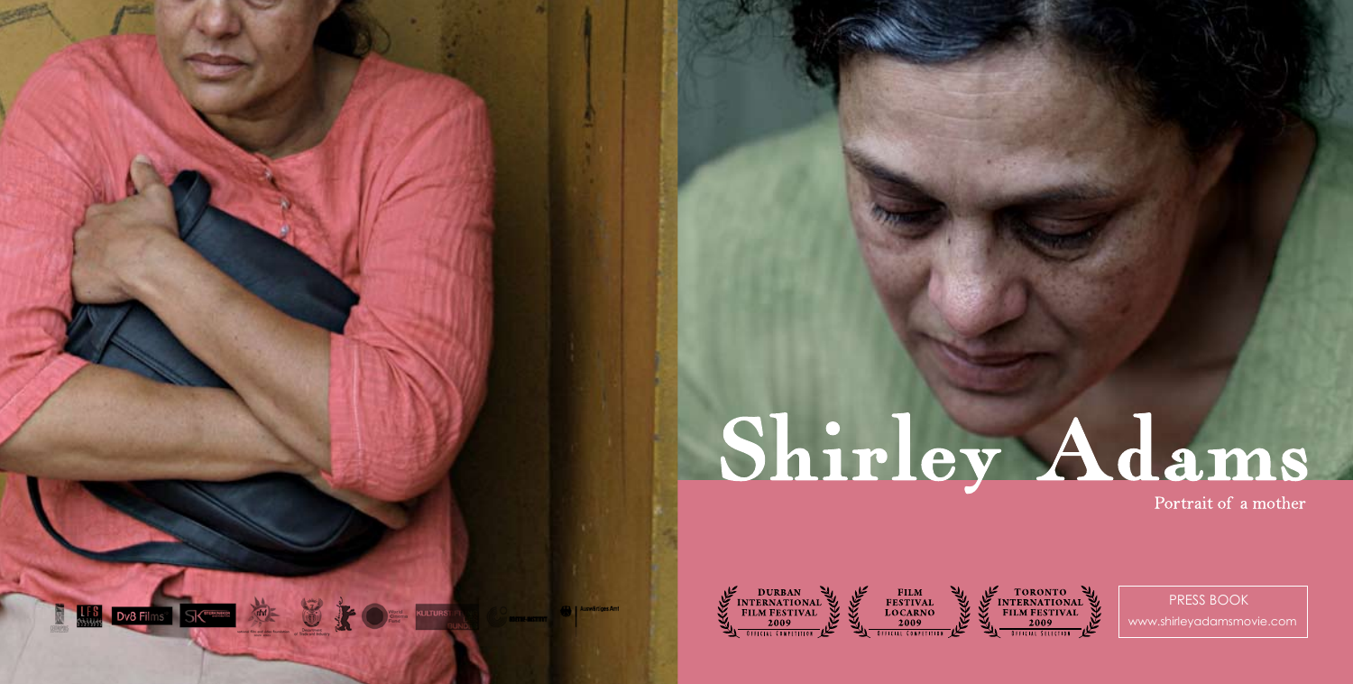# Shirley Adams

Portrait of a mother

DURBAN INTERNATIONAL FILM FESTIVAL 2009 Official Competition

FILM FESTIVAL LOCARNO 2009 Official Competition

TORONTO INTERNATIONAL FILM FESTIVAL 2009 Official Selection

PRESS BOOK

www.shirleyadamsmovie.com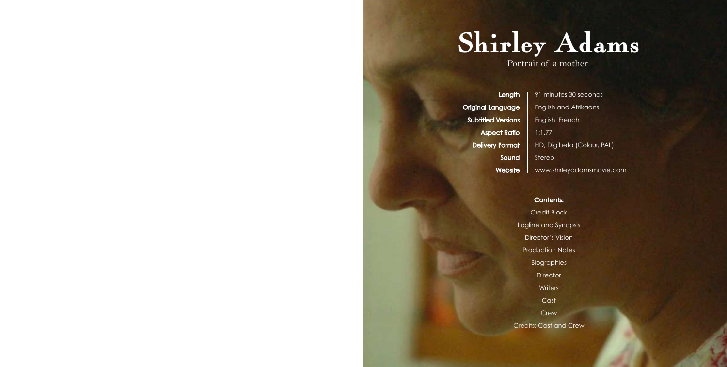# Shirley Adams

Portrait of a mother

| | |
|---|---|
| **Length** | 91 minutes 30 seconds |
| **Original Language** | English and Afrikaans |
| **Subtitled Versions** | English, French |
| **Aspect Ratio** | 1:1.77 |
| **Delivery Format** | HD, Digibeta (Colour, PAL) |
| **Sound** | Stereo |
| **Website** | www.shirleyadamsmovie.com |

**Contents:**

Credit Block

Logline and Synopsis

Director's Vision

Production Notes

Biographies

Director

Writers

Cast

Crew

Credits: Cast and Crew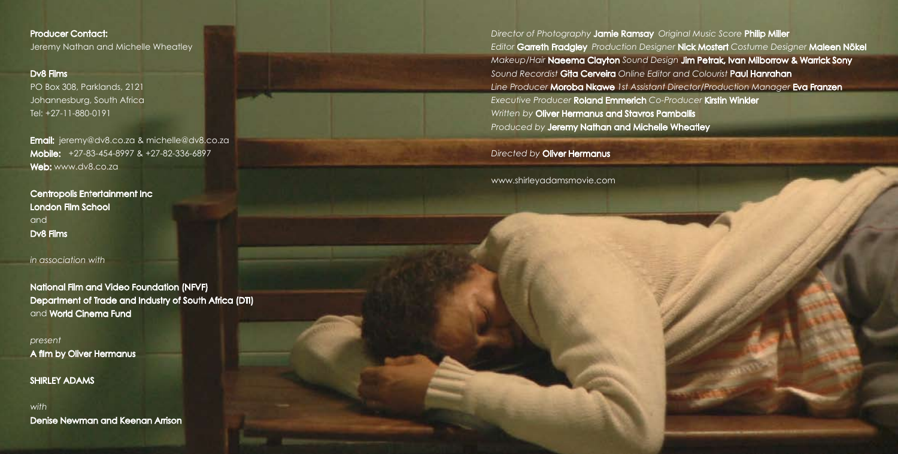**Producer Contact:**
Jeremy Nathan and Michelle Wheatley

**Dv8 Films**
PO Box 308, Parklands, 2121
Johannesburg, South Africa
Tel: +27-11-880-0191

**Email:** jeremy@dv8.co.za & michelle@dv8.co.za
**Mobile:** +27-83-454-8997 & +27-82-336-6897
**Web:** www.dv8.co.za

**Centropolis Entertainment Inc**
**London Film School**
and
**Dv8 Films**

*in association with*

**National Film and Video Foundation (NFVF)**
**Department of Trade and Industry of South Africa (DTI)**
and **World Cinema Fund**

*present*
**A film by Oliver Hermanus**

**SHIRLEY ADAMS**

*with*
**Denise Newman and Keenan Arrison**

*Director of Photography* **Jamie Ramsay** *Original Music Score* **Philip Miller**
*Editor* **Garreth Fradgley** *Production Designer* **Nick Mostert** *Costume Designer* **Maleen Nökel**
*Makeup/Hair* **Naeema Clayton** *Sound Design* **Jim Petrak, Ivan Milborrow & Warrick Sony**
*Sound Recordist* **Gita Cerveira** *Online Editor and Colourist* **Paul Hanrahan**
*Line Producer* **Moroba Nkawe** *1st Assistant Director/Production Manager* **Eva Franzen**
*Executive Producer* **Roland Emmerich** *Co-Producer* **Kirstin Winkler**
*Written by* **Oliver Hermanus and Stavros Pamballis**
*Produced by* **Jeremy Nathan and Michelle Wheatley**

*Directed by* **Oliver Hermanus**

www.shirleyadamsmovie.com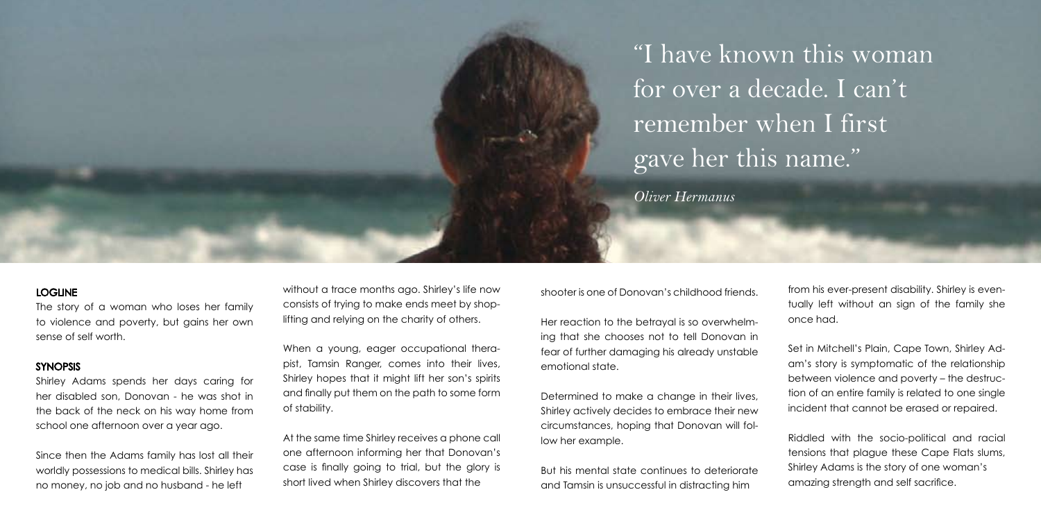"I have known this woman for over a decade. I can't remember when I first gave her this name."

*Oliver Hermanus*

## LOGLINE

The story of a woman who loses her family to violence and poverty, but gains her own sense of self worth.

## SYNOPSIS

Shirley Adams spends her days caring for her disabled son, Donovan - he was shot in the back of the neck on his way home from school one afternoon over a year ago.

Since then the Adams family has lost all their worldly possessions to medical bills. Shirley has no money, no job and no husband - he left without a trace months ago. Shirley's life now consists of trying to make ends meet by shoplifting and relying on the charity of others.

When a young, eager occupational therapist, Tamsin Ranger, comes into their lives, Shirley hopes that it might lift her son's spirits and finally put them on the path to some form of stability.

At the same time Shirley receives a phone call one afternoon informing her that Donovan's case is finally going to trial, but the glory is short lived when Shirley discovers that the shooter is one of Donovan's childhood friends.

Her reaction to the betrayal is so overwhelming that she chooses not to tell Donovan in fear of further damaging his already unstable emotional state.

Determined to make a change in their lives, Shirley actively decides to embrace their new circumstances, hoping that Donovan will follow her example.

But his mental state continues to deteriorate and Tamsin is unsuccessful in distracting him from his ever-present disability. Shirley is eventually left without an sign of the family she once had.

Set in Mitchell's Plain, Cape Town, Shirley Adam's story is symptomatic of the relationship between violence and poverty – the destruction of an entire family is related to one single incident that cannot be erased or repaired.

Riddled with the socio-political and racial tensions that plague these Cape Flats slums, Shirley Adams is the story of one woman's amazing strength and self sacrifice.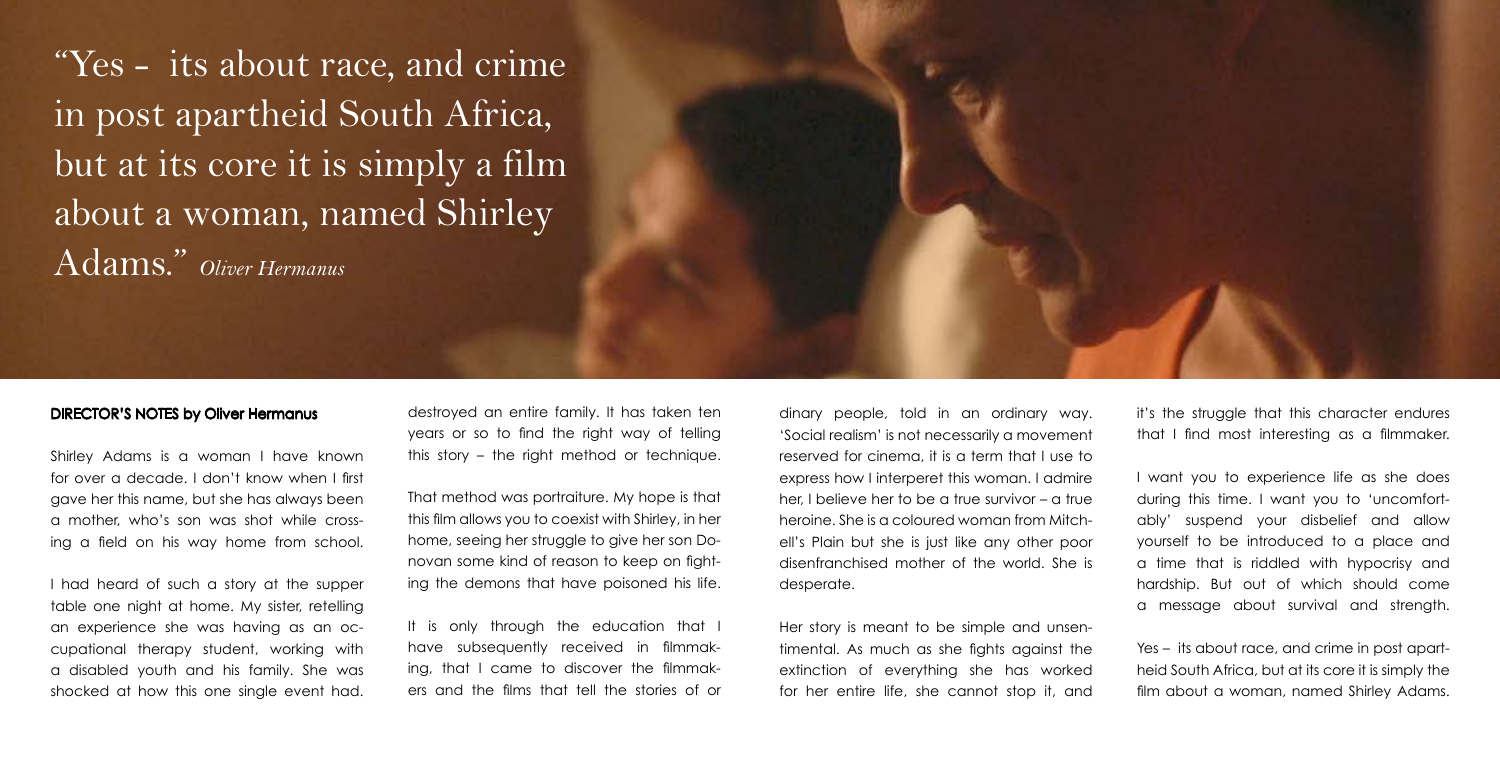"Yes - its about race, and crime in post apartheid South Africa, but at its core it is simply a film about a woman, named Shirley Adams." *Oliver Hermanus*

## DIRECTOR'S NOTES by Oliver Hermanus

Shirley Adams is a woman I have known for over a decade. I don't know when I first gave her this name, but she has always been a mother, who's son was shot while crossing a field on his way home from school.

I had heard of such a story at the supper table one night at home. My sister, retelling an experience she was having as an occupational therapy student, working with a disabled youth and his family. She was shocked at how this one single event had destroyed an entire family. It has taken ten years or so to find the right way of telling this story – the right method or technique.

That method was portraiture. My hope is that this film allows you to coexist with Shirley, in her home, seeing her struggle to give her son Donovan some kind of reason to keep on fighting the demons that have poisoned his life.

It is only through the education that I have subsequently received in filmmaking, that I came to discover the filmmakers and the films that tell the stories of ordinary people, told in an ordinary way. 'Social realism' is not necessarily a movement reserved for cinema, it is a term that I use to express how I interperet this woman. I admire her, I believe her to be a true survivor – a true heroine. She is a coloured woman from Mitchell's Plain but she is just like any other poor disenfranchised mother of the world. She is desperate.

Her story is meant to be simple and unsentimental. As much as she fights against the extinction of everything she has worked for her entire life, she cannot stop it, and it's the struggle that this character endures that I find most interesting as a filmmaker.

I want you to experience life as she does during this time. I want you to 'uncomfortably' suspend your disbelief and allow yourself to be introduced to a place and a time that is riddled with hypocrisy and hardship. But out of which should come a message about survival and strength.

Yes – its about race, and crime in post apartheid South Africa, but at its core it is simply the film about a woman, named Shirley Adams.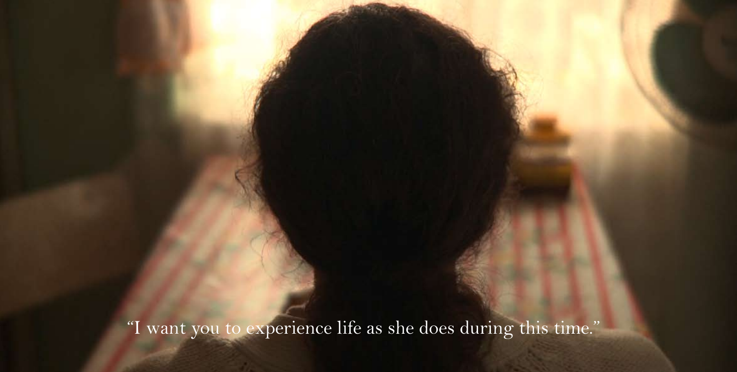"I want you to experience life as she does during this time."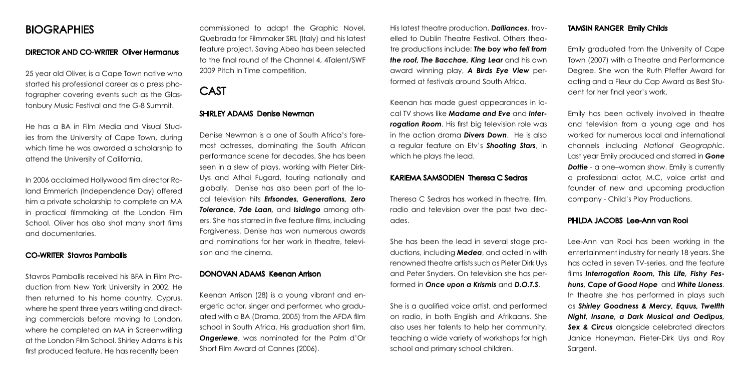# BIOGRAPHIES

### DIRECTOR AND CO-WRITER Oliver Hermanus

25 year old Oliver, is a Cape Town native who started his professional career as a press photographer covering events such as the Glastonbury Music Festival and the G-8 Summit.

He has a BA in Film Media and Visual Studies from the University of Cape Town, during which time he was awarded a scholarship to attend the University of California.

In 2006 acclaimed Hollywood film director Roland Emmerich (Independence Day) offered him a private scholarship to complete an MA in practical filmmaking at the London Film School. Oliver has also shot many short films and documentaries.

### CO-WRITER Stavros Pamballis

Stavros Pamballis received his BFA in Film Production from New York University in 2002. He then returned to his home country, Cyprus, where he spent three years writing and directing commercials before moving to London, where he completed an MA in Screenwriting at the London Film School. Shirley Adams is his first produced feature. He has recently been commissioned to adapt the Graphic Novel, Quebrada for Filmmaker SRL (Italy) and his latest feature project, Saving Abeo has been selected to the final round of the Channel 4, 4Talent/SWF 2009 Pitch In Time competition.

# CAST

### SHIRLEY ADAMS Denise Newman

Denise Newman is a one of South Africa's foremost actresses, dominating the South African performance scene for decades. She has been seen in a slew of plays, working with Pieter Dirk-Uys and Athol Fugard, touring nationally and globally. Denise has also been part of the local television hits ***Erfsondes, Generations, Zero Tolerance, 7de Laan,*** and ***Isidingo*** among others. She has starred in five feature films, including Forgiveness. Denise has won numerous awards and nominations for her work in theatre, television and the cinema.

### DONOVAN ADAMS Keenan Arrison

Keenan Arrison (28) is a young vibrant and energetic actor, singer and performer, who graduated with a BA (Drama, 2005) from the AFDA film school in South Africa. His graduation short film, ***Ongeriewe***, was nominated for the Palm d'Or Short Film Award at Cannes (2006).

His latest theatre production, ***Dalliances***, travelled to Dublin Theatre Festival. Others theatre productions include; ***The boy who fell from the roof, The Bacchae, King Lear*** and his own award winning play, ***A Birds Eye View*** performed at festivals around South Africa.

Keenan has made guest appearances in local TV shows like ***Madame and Eve*** and ***Interrogation Room***. His first big television role was in the action drama ***Divers Down***. He is also a regular feature on Etv's ***Shooting Stars***, in which he plays the lead.

### KARIEMA SAMSODIEN Theresa C Sedras

Theresa C Sedras has worked in theatre, film, radio and television over the past two decades.

She has been the lead in several stage productions, including ***Medea***, and acted in with renowned theatre artists such as Pieter Dirk Uys and Peter Snyders. On television she has performed in ***Once upon a Krismis*** and ***D.O.T.S***.

She is a qualified voice artist, and performed on radio, in both English and Afrikaans. She also uses her talents to help her community, teaching a wide variety of workshops for high school and primary school children.

### TAMSIN RANGER Emily Childs

Emily graduated from the University of Cape Town (2007) with a Theatre and Performance Degree. She won the Ruth Pfeffer Award for acting and a Fleur du Cap Award as Best Student for her final year's work.

Emily has been actively involved in theatre and television from a young age and has worked for numerous local and international channels including *National Geographic*. Last year Emily produced and starred in ***Gone Dottie*** - a one–woman show. Emily is currently a professional actor, M.C, voice artist and founder of new and upcoming production company - Child's Play Productions.

### PHILDA JACOBS Lee-Ann van Rooi

Lee-Ann van Rooi has been working in the entertainment industry for nearly 18 years. She has acted in seven TV-series, and the feature films ***Interrogation Room, This Life, Fishy Feshuns, Cape of Good Hope*** and ***White Lioness***. In theatre she has performed in plays such as ***Shirley Goodness & Mercy, Equus, Twelfth Night, Insane, a Dark Musical and Oedipus, Sex & Circus*** alongside celebrated directors Janice Honeyman, Pieter-Dirk Uys and Roy Sargent.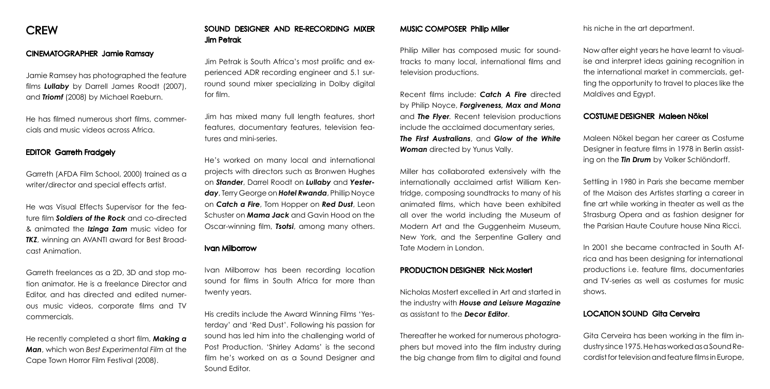# CREW

## CINEMATOGRAPHER Jamie Ramsay

Jamie Ramsey has photographed the feature films ***Lullaby*** by Darrell James Roodt (2007), and ***Triomf*** (2008) by Michael Raeburn.

He has filmed numerous short films, commercials and music videos across Africa.

## EDITOR Garreth Fradgely

Garreth (AFDA Film School, 2000) trained as a writer/director and special effects artist.

He was Visual Effects Supervisor for the feature film ***Soldiers of the Rock*** and co-directed & animated the ***Izinga Zam*** music video for ***TKZ***, winning an AVANTI award for Best Broadcast Animation.

Garreth freelances as a 2D, 3D and stop motion animator. He is a freelance Director and Editor, and has directed and edited numerous music videos, corporate films and TV commercials.

He recently completed a short film, ***Making a Man***, which won *Best Experimental Film* at the Cape Town Horror Film Festival (2008).

## SOUND DESIGNER AND RE-RECORDING MIXER Jim Petrak

Jim Petrak is South Africa's most prolific and experienced ADR recording engineer and 5.1 surround sound mixer specializing in Dolby digital for film.

Jim has mixed many full length features, short features, documentary features, television features and mini-series.

He's worked on many local and international projects with directors such as Bronwen Hughes on ***Stander***, Darrel Roodt on ***Lullaby*** and ***Yesterday***, Terry George on ***Hotel Rwanda***, Phillip Noyce on ***Catch a Fire***, Tom Hopper on ***Red Dust***, Leon Schuster on ***Mama Jack*** and Gavin Hood on the Oscar-winning film, ***Tsotsi***, among many others.

## Ivan Milborrow

Ivan Milborrow has been recording location sound for films in South Africa for more than twenty years.

His credits include the Award Winning Films 'Yesterday' and 'Red Dust'. Following his passion for sound has led him into the challenging world of Post Production. 'Shirley Adams' is the second film he's worked on as a Sound Designer and Sound Editor.

## MUSIC COMPOSER Philip Miller

Philip Miller has composed music for soundtracks to many local, international films and television productions.

Recent films include: ***Catch A Fire*** directed by Philip Noyce, ***Forgiveness, Max and Mona*** and ***The Flyer***. Recent television productions include the acclaimed documentary series, ***The First Australians***, and ***Glow of the White Woman*** directed by Yunus Vally.

Miller has collaborated extensively with the internationally acclaimed artist William Kentridge, composing soundtracks to many of his animated films, which have been exhibited all over the world including the Museum of Modern Art and the Guggenheim Museum, New York, and the Serpentine Gallery and Tate Modern in London.

## PRODUCTION DESIGNER Nick Mostert

Nicholas Mostert excelled in Art and started in the industry with ***House and Leisure Magazine*** as assistant to the ***Decor Editor***.

Thereafter he worked for numerous photographers but moved into the film industry during the big change from film to digital and found his niche in the art department.

Now after eight years he have learnt to visualise and interpret ideas gaining recognition in the international market in commercials, getting the opportunity to travel to places like the Maldives and Egypt.

## COSTUME DESIGNER Maleen Nökel

Maleen Nökel began her career as Costume Designer in feature films in 1978 in Berlin assisting on the ***Tin Drum*** by Volker Schlöndorff.

Settling in 1980 in Paris she became member of the Maison des Artistes starting a career in fine art while working in theater as well as the Strasburg Opera and as fashion designer for the Parisian Haute Couture house Nina Ricci.

In 2001 she became contracted in South Africa and has been designing for international productions i.e. feature films, documentaries and TV-series as well as costumes for music shows.

## LOCATION SOUND Gita Cerveira

Gita Cerveira has been working in the film industry since 1975. He has worked as a Sound Recordist for television and feature films in Europe,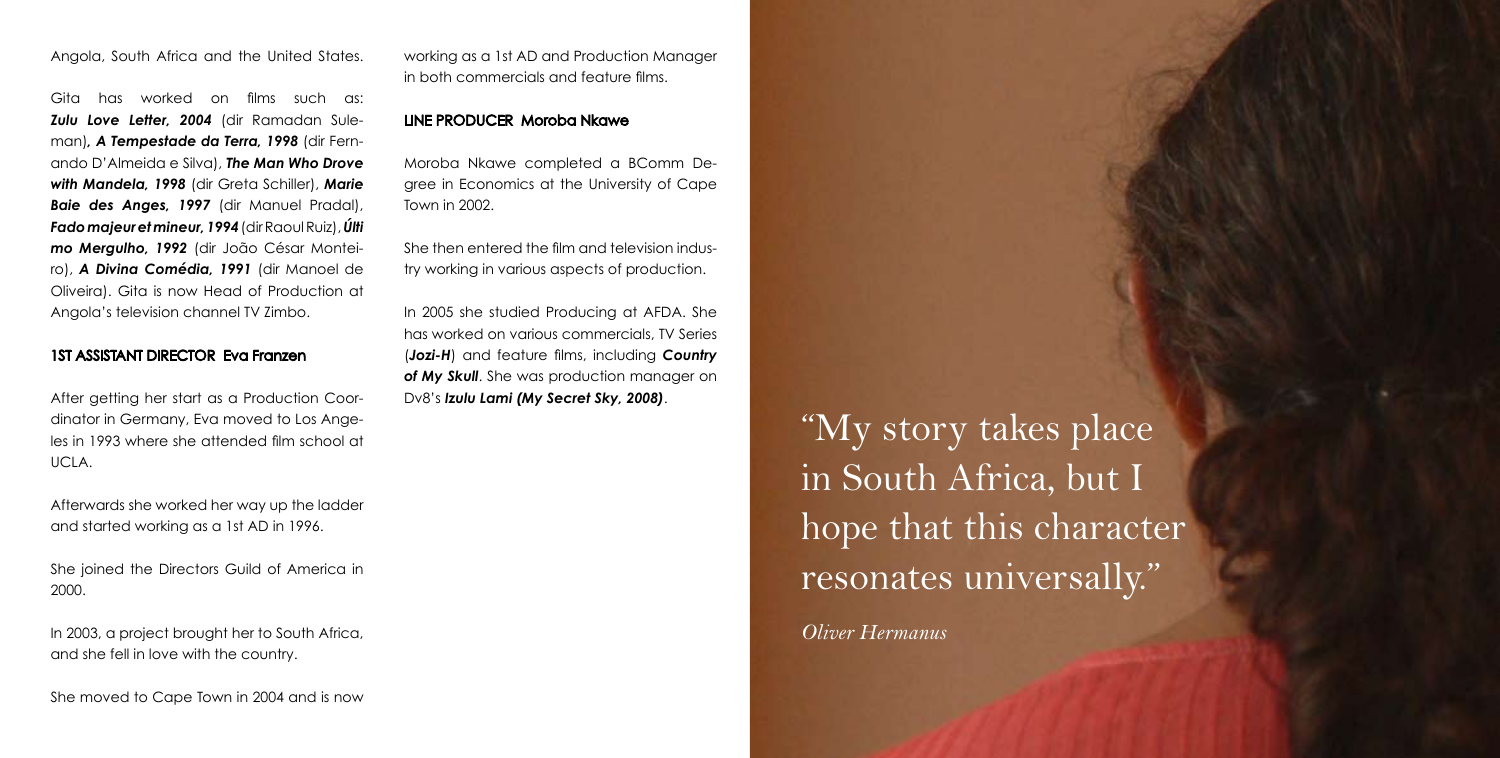Angola, South Africa and the United States.

Gita has worked on films such as: ***Zulu Love Letter, 2004*** (dir Ramadan Suleman)**,** ***A Tempestade da Terra, 1998*** (dir Fernando D'Almeida e Silva), ***The Man Who Drove with Mandela, 1998*** (dir Greta Schiller), ***Marie Baie des Anges, 1997*** (dir Manuel Pradal), ***Fado majeur et mineur, 1994*** (dir Raoul Ruiz), ***Último Mergulho, 1992*** (dir João César Monteiro), ***A Divina Comédia, 1991*** (dir Manoel de Oliveira). Gita is now Head of Production at Angola's television channel TV Zimbo.

### 1ST ASSISTANT DIRECTOR Eva Franzen

After getting her start as a Production Coordinator in Germany, Eva moved to Los Angeles in 1993 where she attended film school at UCLA.

Afterwards she worked her way up the ladder and started working as a 1st AD in 1996.

She joined the Directors Guild of America in 2000.

In 2003, a project brought her to South Africa, and she fell in love with the country.

She moved to Cape Town in 2004 and is now working as a 1st AD and Production Manager in both commercials and feature films.

### LINE PRODUCER Moroba Nkawe

Moroba Nkawe completed a BComm Degree in Economics at the University of Cape Town in 2002.

She then entered the film and television industry working in various aspects of production.

In 2005 she studied Producing at AFDA. She has worked on various commercials, TV Series (***Jozi-H***) and feature films, including ***Country of My Skull***. She was production manager on Dv8's ***Izulu Lami (My Secret Sky, 2008)***.

"My story takes place in South Africa, but I hope that this character resonates universally."

*Oliver Hermanus*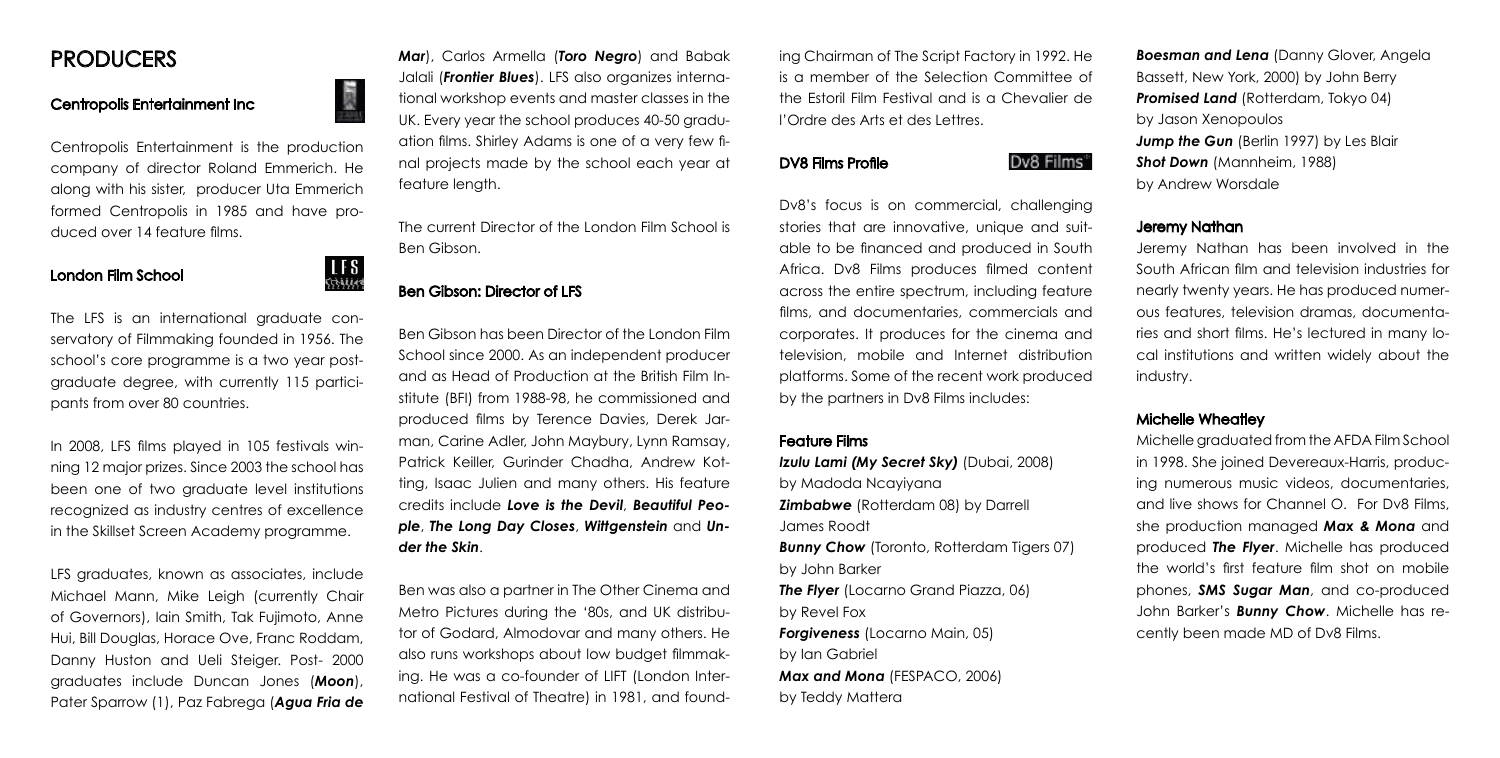# PRODUCERS

### Centropolis Entertainment Inc

Centropolis Entertainment is the production company of director Roland Emmerich. He along with his sister, producer Uta Emmerich formed Centropolis in 1985 and have produced over 14 feature films.

### London Film School

The LFS is an international graduate conservatory of Filmmaking founded in 1956. The school's core programme is a two year postgraduate degree, with currently 115 participants from over 80 countries.

In 2008, LFS films played in 105 festivals winning 12 major prizes. Since 2003 the school has been one of two graduate level institutions recognized as industry centres of excellence in the Skillset Screen Academy programme.

LFS graduates, known as associates, include Michael Mann, Mike Leigh (currently Chair of Governors), Iain Smith, Tak Fujimoto, Anne Hui, Bill Douglas, Horace Ove, Franc Roddam, Danny Huston and Ueli Steiger. Post- 2000 graduates include Duncan Jones (***Moon***), Pater Sparrow (1), Paz Fabrega (***Agua Fria de Mar***), Carlos Armella (***Toro Negro***) and Babak Jalali (***Frontier Blues***). LFS also organizes international workshop events and master classes in the UK. Every year the school produces 40-50 graduation films. Shirley Adams is one of a very few final projects made by the school each year at feature length.

The current Director of the London Film School is Ben Gibson.

### Ben Gibson: Director of LFS

Ben Gibson has been Director of the London Film School since 2000. As an independent producer and as Head of Production at the British Film Institute (BFI) from 1988-98, he commissioned and produced films by Terence Davies, Derek Jarman, Carine Adler, John Maybury, Lynn Ramsay, Patrick Keiller, Gurinder Chadha, Andrew Kotting, Isaac Julien and many others. His feature credits include ***Love is the Devil***, ***Beautiful People***, ***The Long Day Closes***, ***Wittgenstein*** and ***Under the Skin***.

Ben was also a partner in The Other Cinema and Metro Pictures during the '80s, and UK distributor of Godard, Almodovar and many others. He also runs workshops about low budget filmmaking. He was a co-founder of LIFT (London International Festival of Theatre) in 1981, and founding Chairman of The Script Factory in 1992. He is a member of the Selection Committee of the Estoril Film Festival and is a Chevalier de l'Ordre des Arts et des Lettres.

### DV8 Films Profile

Dv8's focus is on commercial, challenging stories that are innovative, unique and suitable to be financed and produced in South Africa. Dv8 Films produces filmed content across the entire spectrum, including feature films, and documentaries, commercials and corporates. It produces for the cinema and television, mobile and Internet distribution platforms. Some of the recent work produced by the partners in Dv8 Films includes:

#### Feature Films

***Izulu Lami (My Secret Sky)*** (Dubai, 2008) by Madoda Ncayiyana
***Zimbabwe*** (Rotterdam 08) by Darrell James Roodt
***Bunny Chow*** (Toronto, Rotterdam Tigers 07) by John Barker
***The Flyer*** (Locarno Grand Piazza, 06) by Revel Fox
***Forgiveness*** (Locarno Main, 05) by Ian Gabriel
***Max and Mona*** (FESPACO, 2006) by Teddy Mattera
***Boesman and Lena*** (Danny Glover, Angela Bassett, New York, 2000) by John Berry
***Promised Land*** (Rotterdam, Tokyo 04) by Jason Xenopoulos
***Jump the Gun*** (Berlin 1997) by Les Blair
***Shot Down*** (Mannheim, 1988) by Andrew Worsdale

### Jeremy Nathan

Jeremy Nathan has been involved in the South African film and television industries for nearly twenty years. He has produced numerous features, television dramas, documentaries and short films. He's lectured in many local institutions and written widely about the industry.

### Michelle Wheatley

Michelle graduated from the AFDA Film School in 1998. She joined Devereaux-Harris, producing numerous music videos, documentaries, and live shows for Channel O. For Dv8 Films, she production managed ***Max & Mona*** and produced ***The Flyer***. Michelle has produced the world's first feature film shot on mobile phones, ***SMS Sugar Man***, and co-produced John Barker's ***Bunny Chow***. Michelle has recently been made MD of Dv8 Films.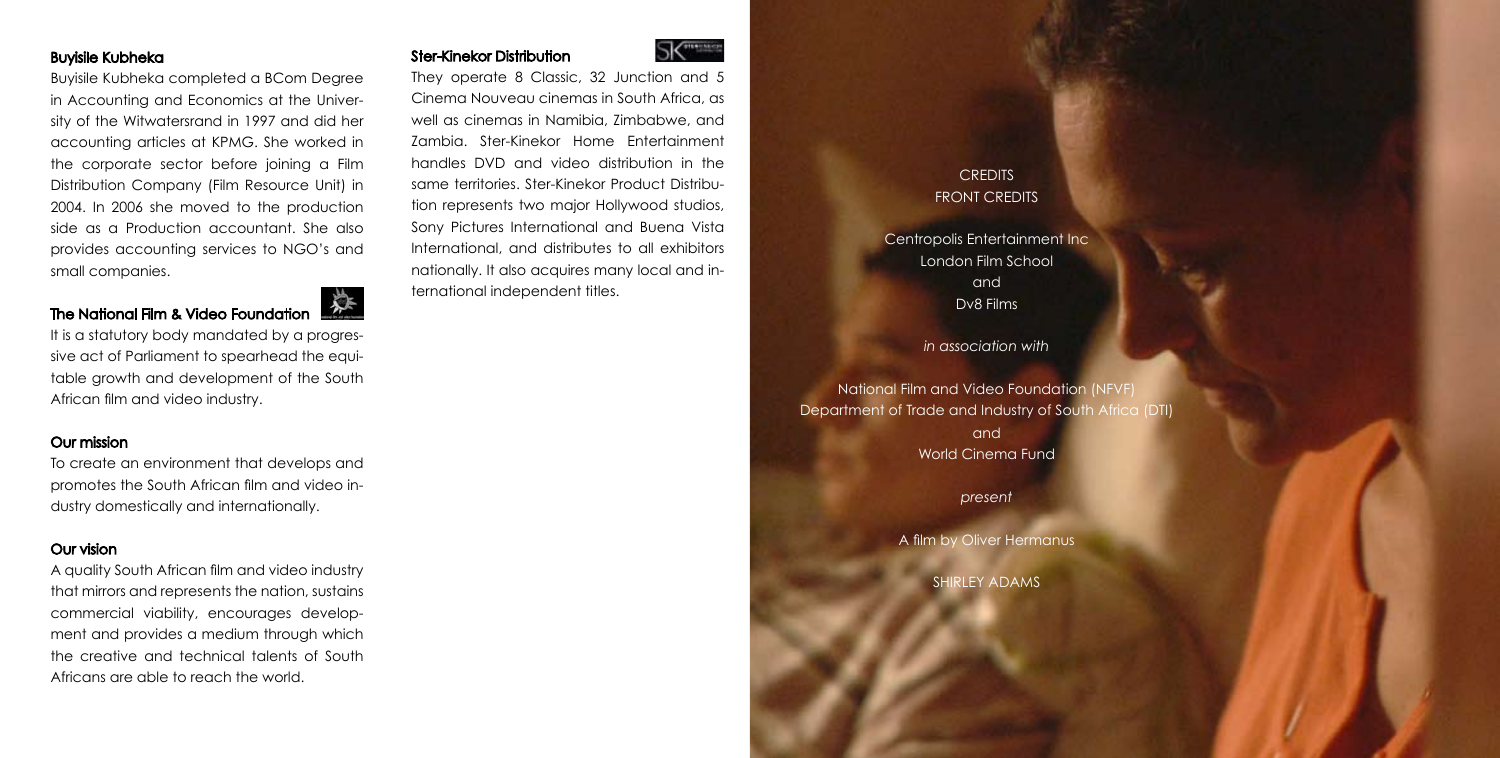### Buyisile Kubheka

Buyisile Kubheka completed a BCom Degree in Accounting and Economics at the University of the Witwatersrand in 1997 and did her accounting articles at KPMG. She worked in the corporate sector before joining a Film Distribution Company (Film Resource Unit) in 2004. In 2006 she moved to the production side as a Production accountant. She also provides accounting services to NGO's and small companies.

### The National Film & Video Foundation

It is a statutory body mandated by a progressive act of Parliament to spearhead the equitable growth and development of the South African film and video industry.

### Our mission

To create an environment that develops and promotes the South African film and video industry domestically and internationally.

### Our vision

A quality South African film and video industry that mirrors and represents the nation, sustains commercial viability, encourages development and provides a medium through which the creative and technical talents of South Africans are able to reach the world.

### Ster-Kinekor Distribution

They operate 8 Classic, 32 Junction and 5 Cinema Nouveau cinemas in South Africa, as well as cinemas in Namibia, Zimbabwe, and Zambia. Ster-Kinekor Home Entertainment handles DVD and video distribution in the same territories. Ster-Kinekor Product Distribution represents two major Hollywood studios, Sony Pictures International and Buena Vista International, and distributes to all exhibitors nationally. It also acquires many local and international independent titles.

CREDITS

FRONT CREDITS

Centropolis Entertainment Inc
London Film School
and
Dv8 Films

*in association with*

National Film and Video Foundation (NFVF)
Department of Trade and Industry of South Africa (DTI)
and
World Cinema Fund

*present*

A film by Oliver Hermanus

SHIRLEY ADAMS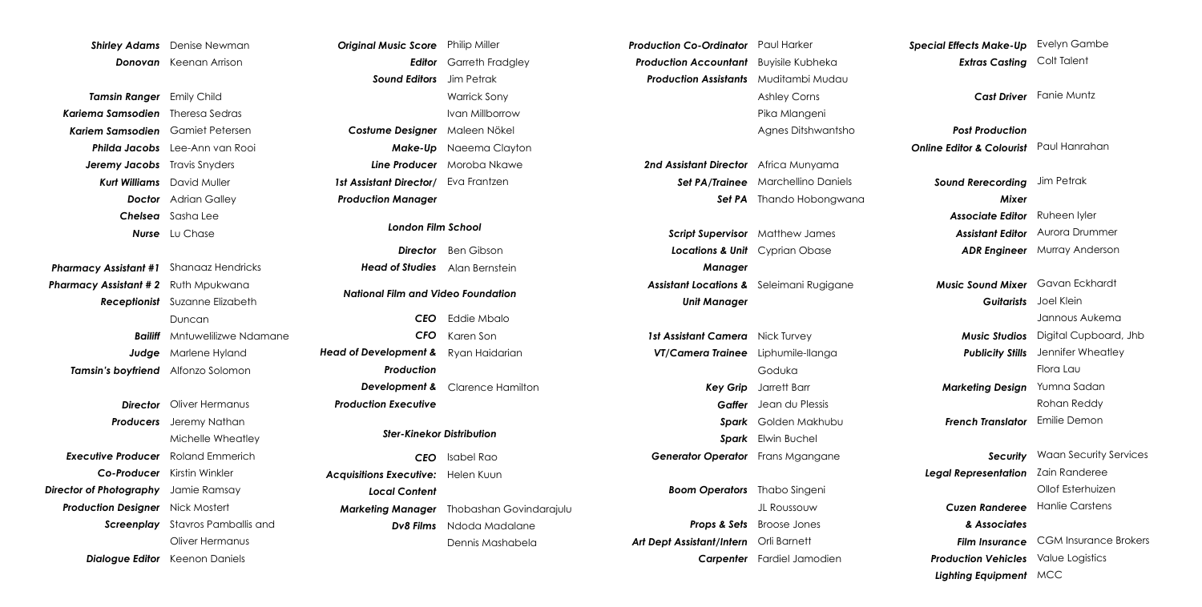***Shirley Adams*** Denise Newman
***Donovan*** Keenan Arrison

***Tamsin Ranger*** Emily Child
***Kariema Samsodien*** Theresa Sedras
***Kariem Samsodien*** Gamiet Petersen
***Philda Jacobs*** Lee-Ann van Rooi
***Jeremy Jacobs*** Travis Snyders
***Kurt Williams*** David Muller
***Doctor*** Adrian Galley
***Chelsea*** Sasha Lee
***Nurse*** Lu Chase

***Pharmacy Assistant #1*** Shanaaz Hendricks
***Pharmacy Assistant # 2*** Ruth Mpukwana
***Receptionist*** Suzanne Elizabeth Duncan
***Bailiff*** Mntuwelilizwe Ndamane
***Judge*** Marlene Hyland
***Tamsin's boyfriend*** Alfonzo Solomon

***Director*** Oliver Hermanus
***Producers*** Jeremy Nathan, Michelle Wheatley
***Executive Producer*** Roland Emmerich
***Co-Producer*** Kirstin Winkler
***Director of Photography*** Jamie Ramsay
***Production Designer*** Nick Mostert
***Screenplay*** Stavros Pamballis and Oliver Hermanus
***Dialogue Editor*** Keenon Daniels

***Original Music Score*** Philip Miller
***Editor*** Garreth Fradgley
***Sound Editors*** Jim Petrak, Warrick Sony, Ivan Millborrow
***Costume Designer*** Maleen Nökel
***Make-Up*** Naeema Clayton
***Line Producer*** Moroba Nkawe
***1st Assistant Director/ Production Manager*** Eva Frantzen

***London Film School***

***Director*** Ben Gibson
***Head of Studies*** Alan Bernstein

***National Film and Video Foundation***

***CEO*** Eddie Mbalo
***CFO*** Karen Son
***Head of Development & Production*** Ryan Haidarian
***Development & Production Executive*** Clarence Hamilton

***Ster-Kinekor Distribution***

***CEO*** Isabel Rao
***Acquisitions Executive: Local Content*** Helen Kuun
***Marketing Manager*** Thobashan Govindarajulu
***Dv8 Films*** Ndoda Madalane, Dennis Mashabela

***Production Co-Ordinator*** Paul Harker
***Production Accountant*** Buyisile Kubheka
***Production Assistants*** Muditambi Mudau, Ashley Corns, Pika Mlangeni, Agnes Ditshwantsho

***2nd Assistant Director*** Africa Munyama
***Set PA/Trainee*** Marchellino Daniels
***Set PA*** Thando Hobongwana

***Script Supervisor*** Matthew James
***Locations & Unit Manager*** Cyprian Obase
***Assistant Locations & Unit Manager*** Seleimani Rugigane

***1st Assistant Camera*** Nick Turvey
***VT/Camera Trainee*** Liphumile-llanga Goduka
***Key Grip*** Jarrett Barr
***Gaffer*** Jean du Plessis
***Spark*** Golden Makhubu
***Spark*** Elwin Buchel
***Generator Operator*** Frans Mgangane

***Boom Operators*** Thabo Singeni, JL Roussouw
***Props & Sets*** Broose Jones
***Art Dept Assistant/Intern*** Orli Barnett
***Carpenter*** Fardiel Jamodien

***Special Effects Make-Up*** Evelyn Gambe
***Extras Casting*** Colt Talent

***Cast Driver*** Fanie Muntz

***Post Production***
***Online Editor & Colourist*** Paul Hanrahan

***Sound Rerecording Mixer*** Jim Petrak
***Associate Editor*** Ruheen Iyler
***Assistant Editor*** Aurora Drummer
***ADR Engineer*** Murray Anderson

***Music Sound Mixer*** Gavan Eckhardt
***Guitarists*** Joel Klein, Jannous Aukema
***Music Studios*** Digital Cupboard, Jhb
***Publicity Stills*** Jennifer Wheatley, Flora Lau
***Marketing Design*** Yumna Sadan, Rohan Reddy
***French Translator*** Emilie Demon

***Security*** Waan Security Services
***Legal Representation*** Zain Randeree, Ollof Esterhuizen
***Cuzen Randeree & Associates*** Hanlie Carstens
***Film Insurance*** CGM Insurance Brokers
***Production Vehicles*** Value Logistics
***Lighting Equipment*** MCC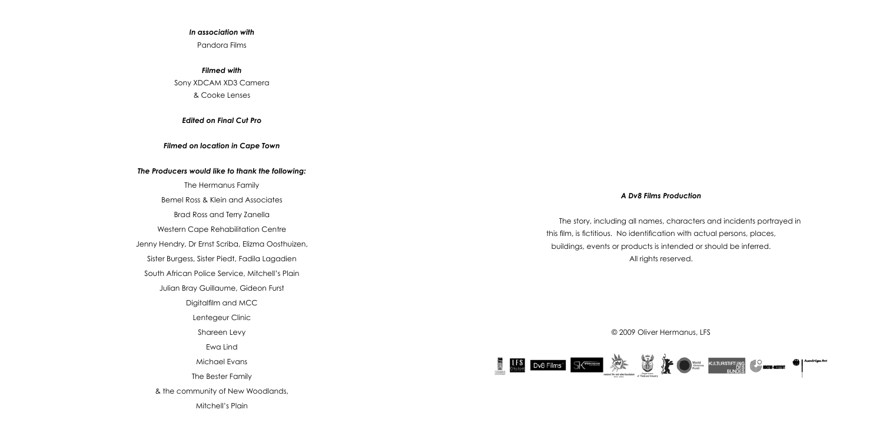*In association with*

Pandora Films

*Filmed with*

Sony XDCAM XD3 Camera

& Cooke Lenses

*Edited on Final Cut Pro*

*Filmed on location in Cape Town*

*The Producers would like to thank the following:*

The Hermanus Family

Bemel Ross & Klein and Associates

Brad Ross and Terry Zanella

Western Cape Rehabilitation Centre

Jenny Hendry, Dr Ernst Scriba, Elizma Oosthuizen,

Sister Burgess, Sister Piedt, Fadila Lagadien

South African Police Service, Mitchell's Plain

Julian Bray Guillaume, Gideon Furst

Digitalfilm and MCC

Lentegeur Clinic

Shareen Levy

Ewa Lind

Michael Evans

The Bester Family

& the community of New Woodlands,

Mitchell's Plain

*A Dv8 Films Production*

The story, including all names, characters and incidents portrayed in this film, is fictitious. No identification with actual persons, places, buildings, events or products is intended or should be inferred. All rights reserved.

© 2009 Oliver Hermanus, LFS